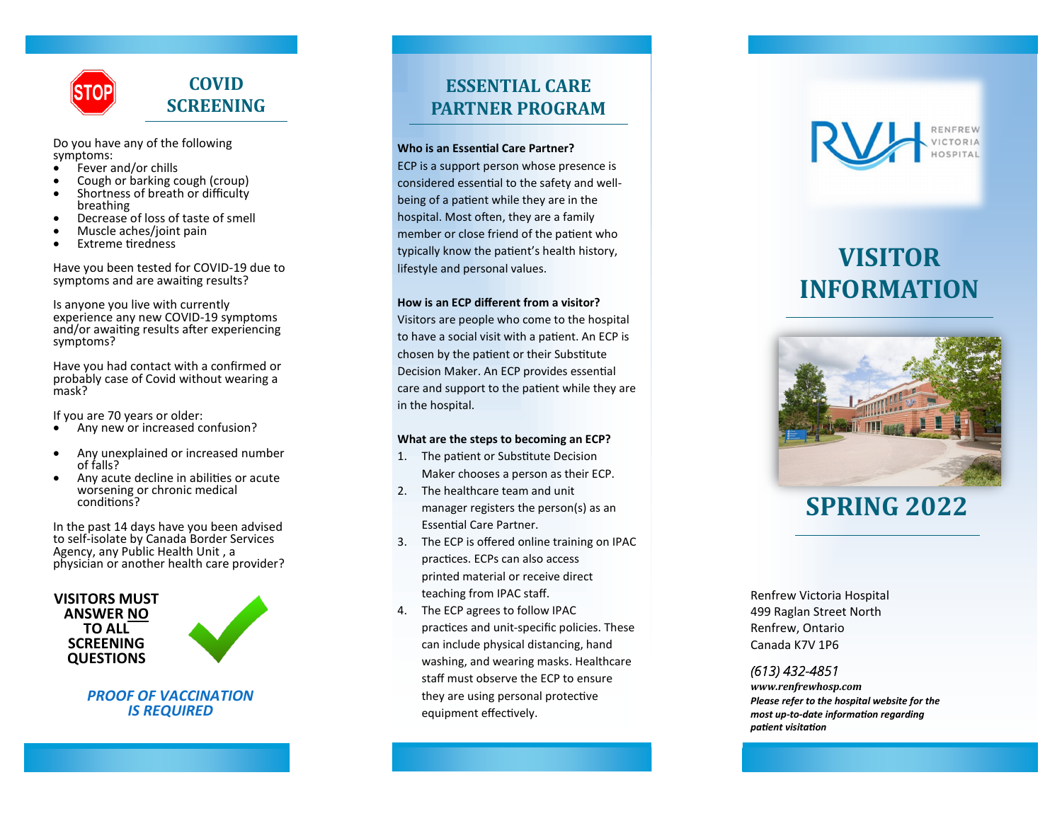## COVID SCREENING

Do you have any of the following symptoms:

- Fever and/or chills
- Cough or barking cough (croup)
- Shortness of breath or difficulty breathing
- Decrease of loss of taste of smell
- Muscle aches/joint pain
- Extreme tiredness

Have you been tested for COVID-19 due to symptoms and are awaiting results?

Is anyone you live with currently experience any new COVID-19 symptoms and/or awaiting results after experiencing symptoms?

Have you had contact with a confirmed or probably case of Covid without wearing a mask?

If you are 70 years or older:

- Any new or increased confusion?
- Any unexplained or increased number of falls?
- Any acute decline in abilities or acute worsening or chronic medical conditions?

In the past 14 days have you been advised to self-isolate by Canada Border Services Agency, any Public Health Unit , a physician or another health care provider?

**VISITORS MUST ANSWER NO TO ALL SCREENING QUESTIONS**

***PROOF OF VACCINATION IS REQUIRED***

## ESSENTIAL CARE PARTNER PROGRAM

**Who is an Essential Care Partner?**

ECP is a support person whose presence is considered essential to the safety and well-being of a patient while they are in the hospital. Most often, they are a family member or close friend of the patient who typically know the patient's health history, lifestyle and personal values.

**How is an ECP different from a visitor?**

Visitors are people who come to the hospital to have a social visit with a patient. An ECP is chosen by the patient or their Substitute Decision Maker. An ECP provides essential care and support to the patient while they are in the hospital.

**What are the steps to becoming an ECP?**

1. The patient or Substitute Decision Maker chooses a person as their ECP.
2. The healthcare team and unit manager registers the person(s) as an Essential Care Partner.
3. The ECP is offered online training on IPAC practices. ECPs can also access printed material or receive direct teaching from IPAC staff.
4. The ECP agrees to follow IPAC practices and unit-specific policies. These can include physical distancing, hand washing, and wearing masks. Healthcare staff must observe the ECP to ensure they are using personal protective equipment effectively.

RVH RENFREW VICTORIA HOSPITAL

# VISITOR INFORMATION

## SPRING 2022

Renfrew Victoria Hospital
499 Raglan Street North
Renfrew, Ontario
Canada K7V 1P6

*(613) 432-4851*

***www.renfrewhosp.com***

***Please refer to the hospital website for the most up-to-date information regarding patient visitation***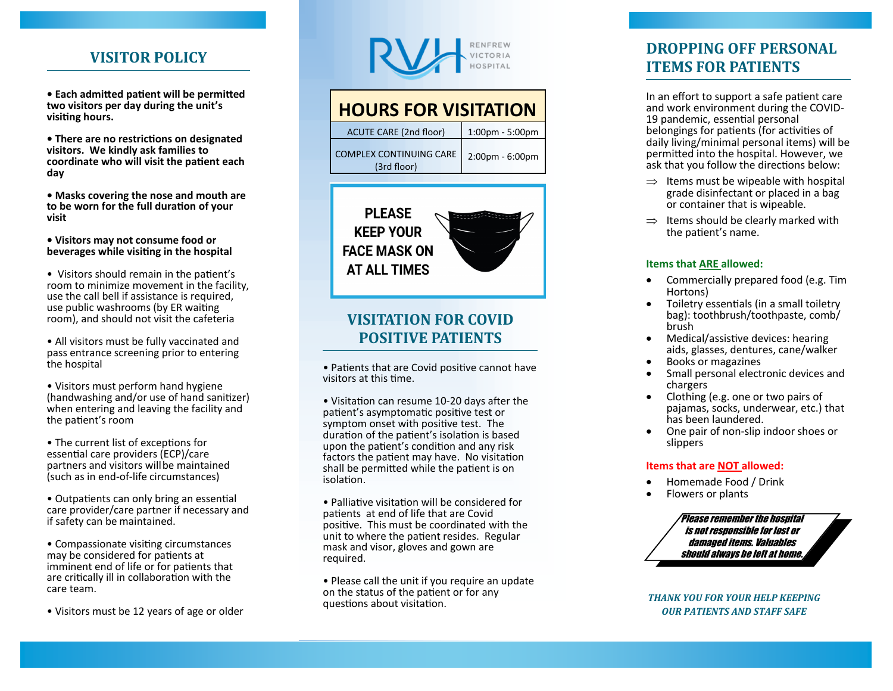## VISITOR POLICY

- **Each admitted patient will be permitted two visitors per day during the unit's visiting hours.**
- **There are no restrictions on designated visitors. We kindly ask families to coordinate who will visit the patient each day**
- **Masks covering the nose and mouth are to be worn for the full duration of your visit**
- **Visitors may not consume food or beverages while visiting in the hospital**
- Visitors should remain in the patient's room to minimize movement in the facility, use the call bell if assistance is required, use public washrooms (by ER waiting room), and should not visit the cafeteria
- All visitors must be fully vaccinated and pass entrance screening prior to entering the hospital
- Visitors must perform hand hygiene (handwashing and/or use of hand sanitizer) when entering and leaving the facility and the patient's room
- The current list of exceptions for essential care providers (ECP)/care partners and visitors will be maintained (such as in end-of-life circumstances)
- Outpatients can only bring an essential care provider/care partner if necessary and if safety can be maintained.
- Compassionate visiting circumstances may be considered for patients at imminent end of life or for patients that are critically ill in collaboration with the care team.
- Visitors must be 12 years of age or older

RENFREW VICTORIA HOSPITAL

## HOURS FOR VISITATION

| | |
|---|---|
| ACUTE CARE (2nd floor) | 1:00pm - 5:00pm |
| COMPLEX CONTINUING CARE (3rd floor) | 2:00pm - 6:00pm |

**PLEASE KEEP YOUR FACE MASK ON AT ALL TIMES**

## VISITATION FOR COVID POSITIVE PATIENTS

- Patients that are Covid positive cannot have visitors at this time.
- Visitation can resume 10-20 days after the patient's asymptomatic positive test or symptom onset with positive test. The duration of the patient's isolation is based upon the patient's condition and any risk factors the patient may have. No visitation shall be permitted while the patient is on isolation.
- Palliative visitation will be considered for patients at end of life that are Covid positive. This must be coordinated with the unit to where the patient resides. Regular mask and visor, gloves and gown are required.
- Please call the unit if you require an update on the status of the patient or for any questions about visitation.

## DROPPING OFF PERSONAL ITEMS FOR PATIENTS

In an effort to support a safe patient care and work environment during the COVID-19 pandemic, essential personal belongings for patients (for activities of daily living/minimal personal items) will be permitted into the hospital. However, we ask that you follow the directions below:

⇒ Items must be wipeable with hospital grade disinfectant or placed in a bag or container that is wipeable.

⇒ Items should be clearly marked with the patient's name.

**Items that ARE allowed:**

- Commercially prepared food (e.g. Tim Hortons)
- Toiletry essentials (in a small toiletry bag): toothbrush/toothpaste, comb/brush
- Medical/assistive devices: hearing aids, glasses, dentures, cane/walker
- Books or magazines
- Small personal electronic devices and chargers
- Clothing (e.g. one or two pairs of pajamas, socks, underwear, etc.) that has been laundered.
- One pair of non-slip indoor shoes or slippers

**Items that are NOT allowed:**

- Homemade Food / Drink
- Flowers or plants

***Please remember the hospital is not responsible for lost or damaged items. Valuables should always be left at home.***

***THANK YOU FOR YOUR HELP KEEPING OUR PATIENTS AND STAFF SAFE***